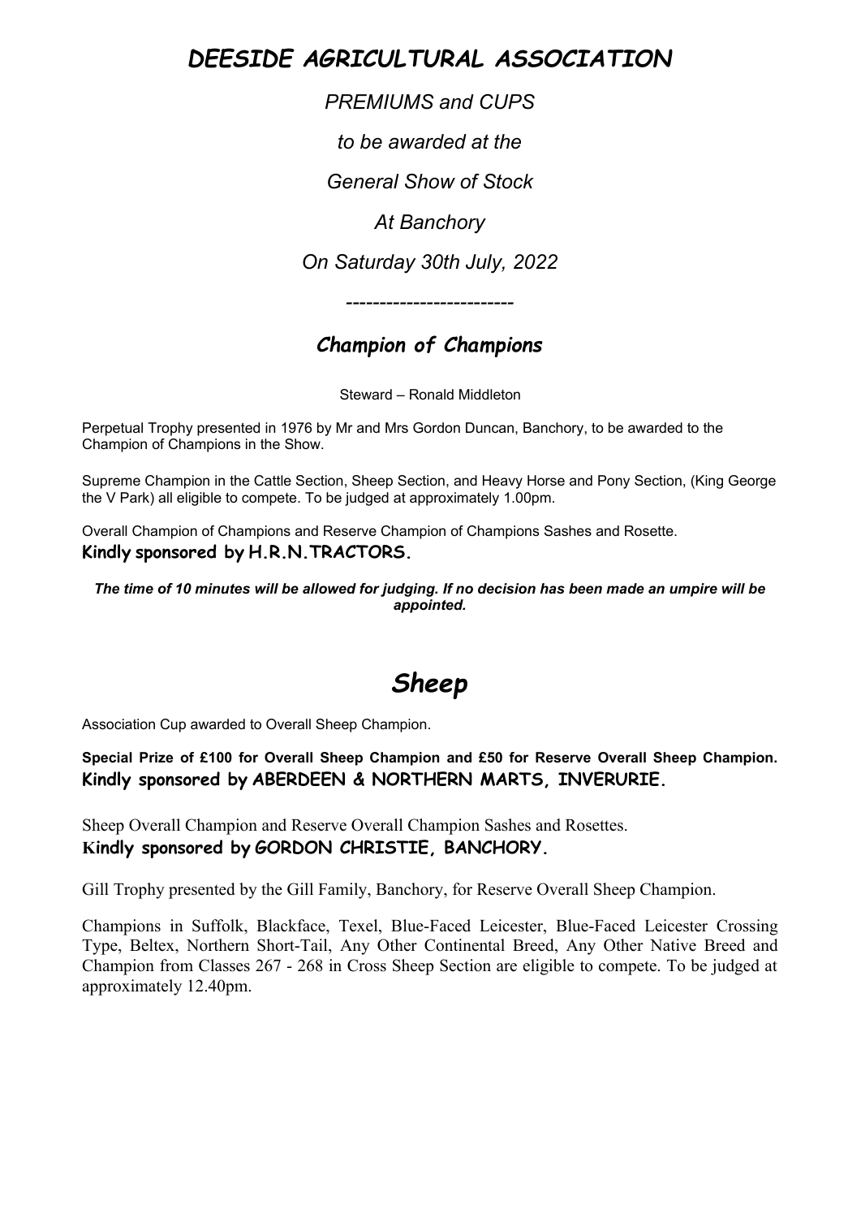# *DEESIDE AGRICULTURAL ASSOCIATION*

*PREMIUMS and CUPS*

*to be awarded at the*

*General Show of Stock*

*At Banchory*

*On Saturday 30th July, 2022*

-------------------------

## *Champion of Champions*

Steward – Ronald Middleton

Perpetual Trophy presented in 1976 by Mr and Mrs Gordon Duncan, Banchory, to be awarded to the Champion of Champions in the Show.

Supreme Champion in the Cattle Section, Sheep Section, and Heavy Horse and Pony Section, (King George the V Park) all eligible to compete. To be judged at approximately 1.00pm.

Overall Champion of Champions and Reserve Champion of Champions Sashes and Rosette.
**Kindly sponsored by H.R.N.TRACTORS.**

***The time of 10 minutes will be allowed for judging. If no decision has been made an umpire will be appointed.***

# *Sheep*

Association Cup awarded to Overall Sheep Champion.

**Special Prize of £100 for Overall Sheep Champion and £50 for Reserve Overall Sheep Champion.**
**Kindly sponsored by ABERDEEN & NORTHERN MARTS, INVERURIE.**

Sheep Overall Champion and Reserve Overall Champion Sashes and Rosettes.
**Kindly sponsored by GORDON CHRISTIE, BANCHORY.**

Gill Trophy presented by the Gill Family, Banchory, for Reserve Overall Sheep Champion.

Champions in Suffolk, Blackface, Texel, Blue-Faced Leicester, Blue-Faced Leicester Crossing Type, Beltex, Northern Short-Tail, Any Other Continental Breed, Any Other Native Breed and Champion from Classes 267 - 268 in Cross Sheep Section are eligible to compete. To be judged at approximately 12.40pm.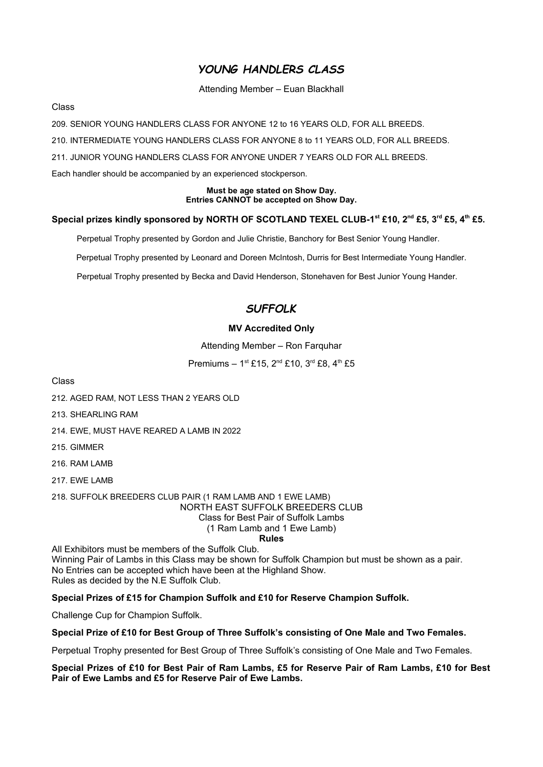## *YOUNG HANDLERS CLASS*

Attending Member – Euan Blackhall

Class

209. SENIOR YOUNG HANDLERS CLASS FOR ANYONE 12 to 16 YEARS OLD, FOR ALL BREEDS.

210. INTERMEDIATE YOUNG HANDLERS CLASS FOR ANYONE 8 to 11 YEARS OLD, FOR ALL BREEDS.

211. JUNIOR YOUNG HANDLERS CLASS FOR ANYONE UNDER 7 YEARS OLD FOR ALL BREEDS.

Each handler should be accompanied by an experienced stockperson.

**Must be age stated on Show Day.**
**Entries CANNOT be accepted on Show Day.**

**Special prizes kindly sponsored by NORTH OF SCOTLAND TEXEL CLUB-1st £10, 2nd £5, 3rd £5, 4th £5.**

Perpetual Trophy presented by Gordon and Julie Christie, Banchory for Best Senior Young Handler.

Perpetual Trophy presented by Leonard and Doreen McIntosh, Durris for Best Intermediate Young Handler.

Perpetual Trophy presented by Becka and David Henderson, Stonehaven for Best Junior Young Hander.

## *SUFFOLK*

**MV Accredited Only**

Attending Member – Ron Farquhar

Premiums – 1st £15, 2nd £10, 3rd £8, 4th £5

Class

212. AGED RAM, NOT LESS THAN 2 YEARS OLD

213. SHEARLING RAM

214. EWE, MUST HAVE REARED A LAMB IN 2022

215. GIMMER

216. RAM LAMB

217. EWE LAMB

218. SUFFOLK BREEDERS CLUB PAIR (1 RAM LAMB AND 1 EWE LAMB)

NORTH EAST SUFFOLK BREEDERS CLUB
Class for Best Pair of Suffolk Lambs
(1 Ram Lamb and 1 Ewe Lamb)

**Rules**

All Exhibitors must be members of the Suffolk Club.
Winning Pair of Lambs in this Class may be shown for Suffolk Champion but must be shown as a pair.
No Entries can be accepted which have been at the Highland Show.
Rules as decided by the N.E Suffolk Club.

**Special Prizes of £15 for Champion Suffolk and £10 for Reserve Champion Suffolk.**

Challenge Cup for Champion Suffolk.

**Special Prize of £10 for Best Group of Three Suffolk's consisting of One Male and Two Females.**

Perpetual Trophy presented for Best Group of Three Suffolk's consisting of One Male and Two Females.

**Special Prizes of £10 for Best Pair of Ram Lambs, £5 for Reserve Pair of Ram Lambs, £10 for Best Pair of Ewe Lambs and £5 for Reserve Pair of Ewe Lambs.**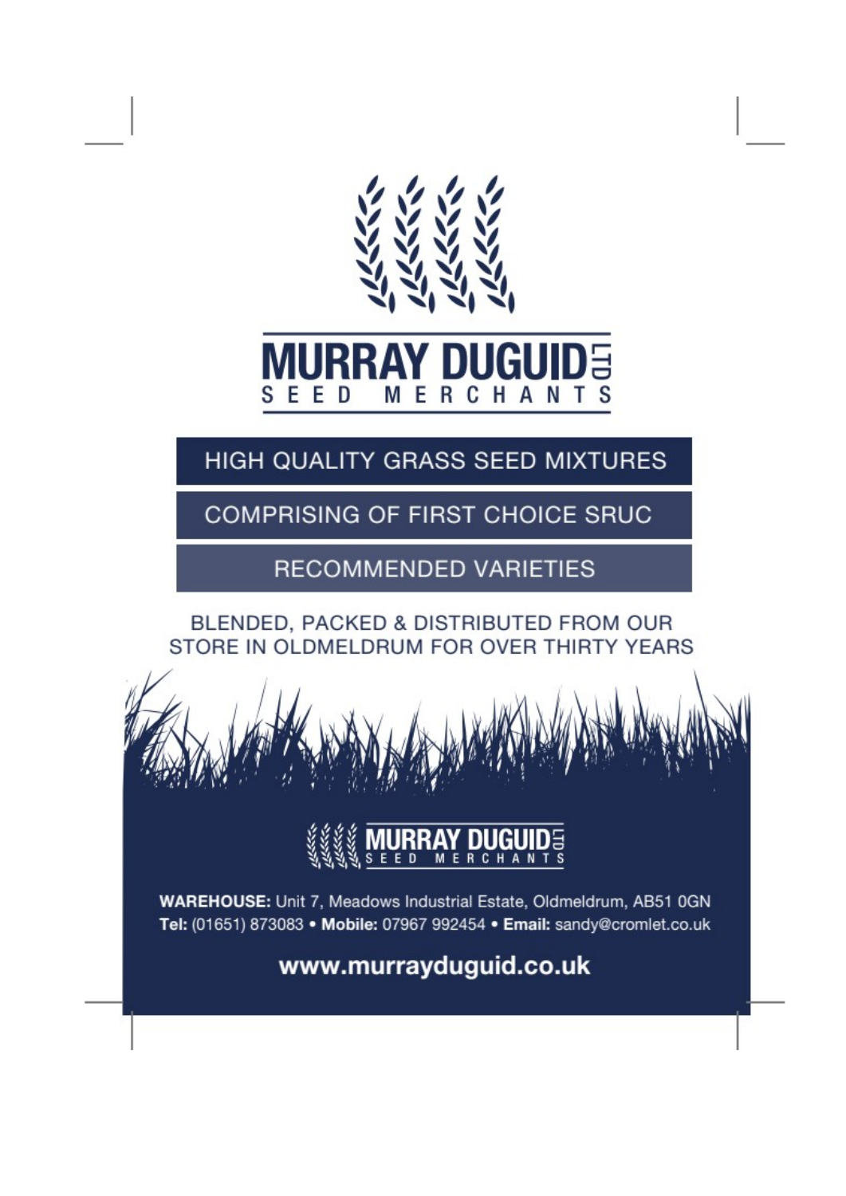# MURRAY DUGUID LTD

SEED MERCHANTS

HIGH QUALITY GRASS SEED MIXTURES

COMPRISING OF FIRST CHOICE SRUC

RECOMMENDED VARIETIES

BLENDED, PACKED & DISTRIBUTED FROM OUR STORE IN OLDMELDRUM FOR OVER THIRTY YEARS

MURRAY DUGUID LTD

SEED MERCHANTS

**WAREHOUSE:** Unit 7, Meadows Industrial Estate, Oldmeldrum, AB51 0GN
**Tel:** (01651) 873083 • **Mobile:** 07967 992454 • **Email:** sandy@cromlet.co.uk

**www.murrayduguid.co.uk**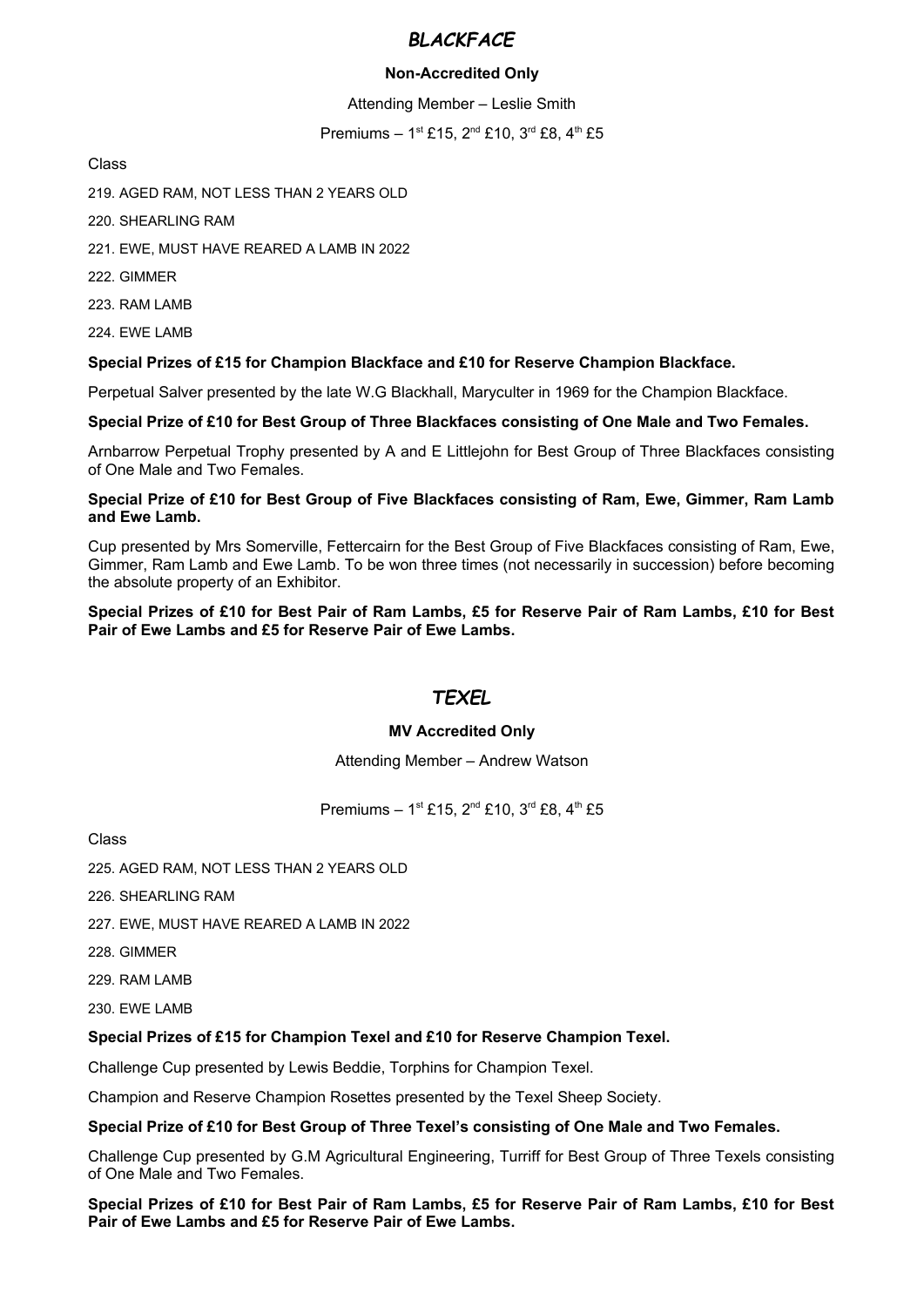## *BLACKFACE*

**Non-Accredited Only**

Attending Member – Leslie Smith

Premiums – 1st £15, 2nd £10, 3rd £8, 4th £5

Class

219. AGED RAM, NOT LESS THAN 2 YEARS OLD

220. SHEARLING RAM

221. EWE, MUST HAVE REARED A LAMB IN 2022

222. GIMMER

223. RAM LAMB

224. EWE LAMB

**Special Prizes of £15 for Champion Blackface and £10 for Reserve Champion Blackface.**

Perpetual Salver presented by the late W.G Blackhall, Maryculter in 1969 for the Champion Blackface.

**Special Prize of £10 for Best Group of Three Blackfaces consisting of One Male and Two Females.**

Arnbarrow Perpetual Trophy presented by A and E Littlejohn for Best Group of Three Blackfaces consisting of One Male and Two Females.

**Special Prize of £10 for Best Group of Five Blackfaces consisting of Ram, Ewe, Gimmer, Ram Lamb and Ewe Lamb.**

Cup presented by Mrs Somerville, Fettercairn for the Best Group of Five Blackfaces consisting of Ram, Ewe, Gimmer, Ram Lamb and Ewe Lamb. To be won three times (not necessarily in succession) before becoming the absolute property of an Exhibitor.

**Special Prizes of £10 for Best Pair of Ram Lambs, £5 for Reserve Pair of Ram Lambs, £10 for Best Pair of Ewe Lambs and £5 for Reserve Pair of Ewe Lambs.**

## *TEXEL*

**MV Accredited Only**

Attending Member – Andrew Watson

Premiums – 1st £15, 2nd £10, 3rd £8, 4th £5

Class

225. AGED RAM, NOT LESS THAN 2 YEARS OLD

226. SHEARLING RAM

227. EWE, MUST HAVE REARED A LAMB IN 2022

228. GIMMER

229. RAM LAMB

230. EWE LAMB

**Special Prizes of £15 for Champion Texel and £10 for Reserve Champion Texel.**

Challenge Cup presented by Lewis Beddie, Torphins for Champion Texel.

Champion and Reserve Champion Rosettes presented by the Texel Sheep Society.

**Special Prize of £10 for Best Group of Three Texel's consisting of One Male and Two Females.**

Challenge Cup presented by G.M Agricultural Engineering, Turriff for Best Group of Three Texels consisting of One Male and Two Females.

**Special Prizes of £10 for Best Pair of Ram Lambs, £5 for Reserve Pair of Ram Lambs, £10 for Best Pair of Ewe Lambs and £5 for Reserve Pair of Ewe Lambs.**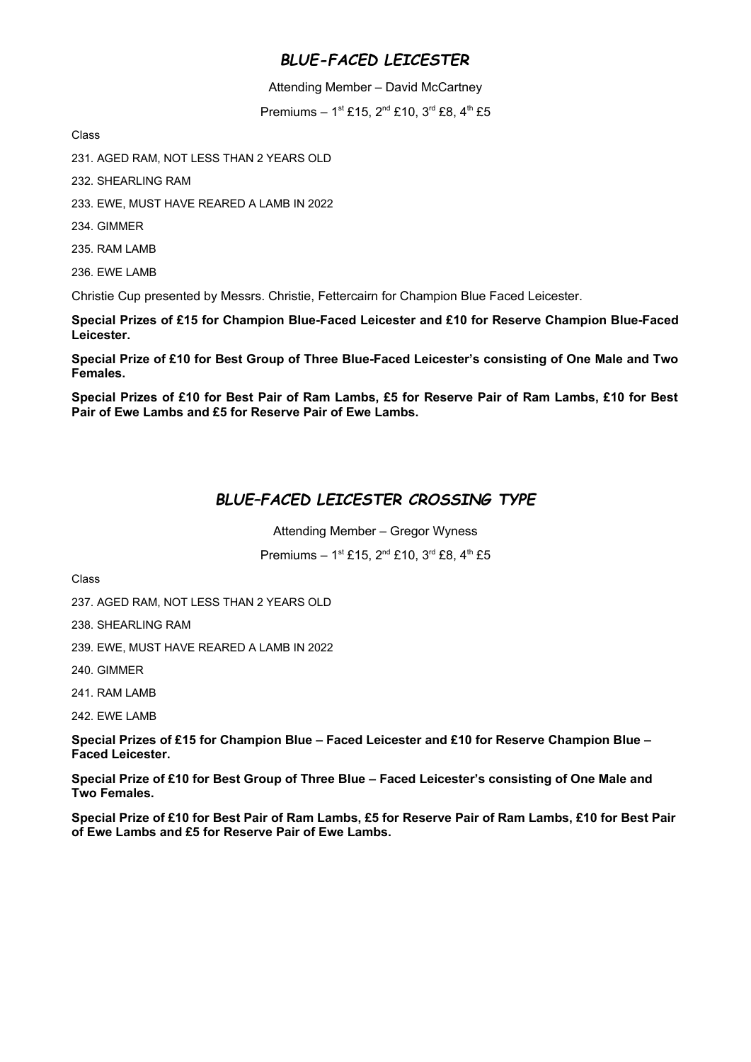## *BLUE-FACED LEICESTER*

Attending Member – David McCartney

Premiums – 1st £15, 2nd £10, 3rd £8, 4th £5

Class

231. AGED RAM, NOT LESS THAN 2 YEARS OLD

232. SHEARLING RAM

233. EWE, MUST HAVE REARED A LAMB IN 2022

234. GIMMER

235. RAM LAMB

236. EWE LAMB

Christie Cup presented by Messrs. Christie, Fettercairn for Champion Blue Faced Leicester.

**Special Prizes of £15 for Champion Blue-Faced Leicester and £10 for Reserve Champion Blue-Faced Leicester.**

**Special Prize of £10 for Best Group of Three Blue-Faced Leicester's consisting of One Male and Two Females.**

**Special Prizes of £10 for Best Pair of Ram Lambs, £5 for Reserve Pair of Ram Lambs, £10 for Best Pair of Ewe Lambs and £5 for Reserve Pair of Ewe Lambs.**

## *BLUE–FACED LEICESTER CROSSING TYPE*

Attending Member – Gregor Wyness

Premiums – 1st £15, 2nd £10, 3rd £8, 4th £5

Class

237. AGED RAM, NOT LESS THAN 2 YEARS OLD

238. SHEARLING RAM

239. EWE, MUST HAVE REARED A LAMB IN 2022

240. GIMMER

241. RAM LAMB

242. EWE LAMB

**Special Prizes of £15 for Champion Blue – Faced Leicester and £10 for Reserve Champion Blue – Faced Leicester.**

**Special Prize of £10 for Best Group of Three Blue – Faced Leicester's consisting of One Male and Two Females.**

**Special Prize of £10 for Best Pair of Ram Lambs, £5 for Reserve Pair of Ram Lambs, £10 for Best Pair of Ewe Lambs and £5 for Reserve Pair of Ewe Lambs.**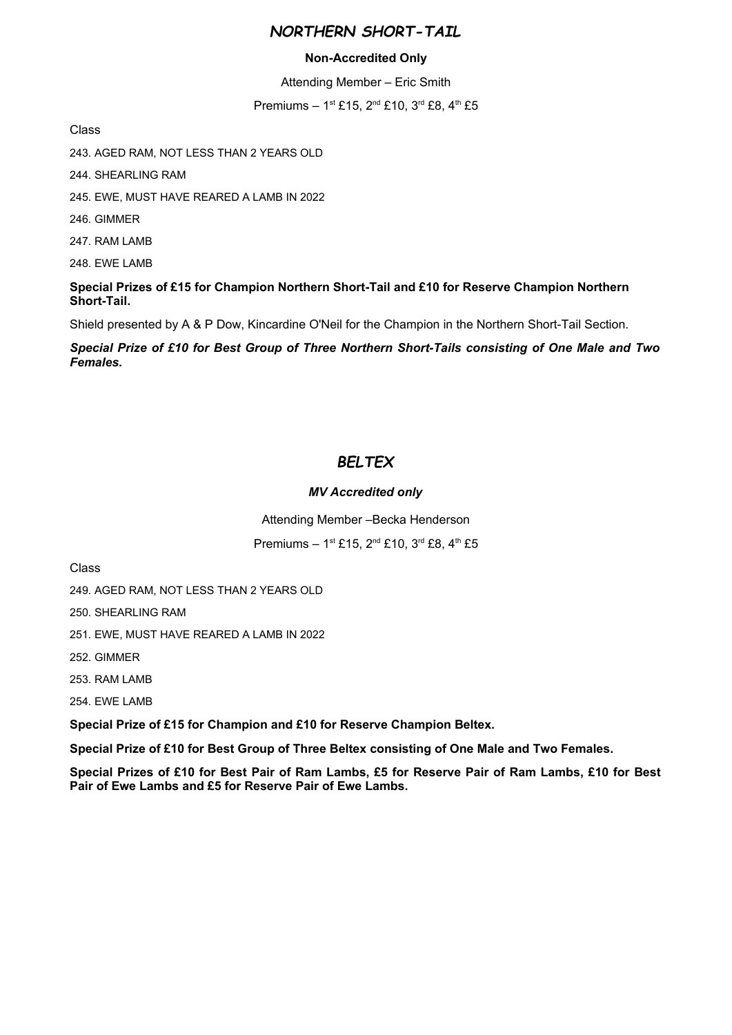## *NORTHERN SHORT-TAIL*

**Non-Accredited Only**

Attending Member – Eric Smith

Premiums – 1st £15, 2nd £10, 3rd £8, 4th £5

Class

243. AGED RAM, NOT LESS THAN 2 YEARS OLD

244. SHEARLING RAM

245. EWE, MUST HAVE REARED A LAMB IN 2022

246. GIMMER

247. RAM LAMB

248. EWE LAMB

**Special Prizes of £15 for Champion Northern Short-Tail and £10 for Reserve Champion Northern Short-Tail.**

Shield presented by A & P Dow, Kincardine O'Neil for the Champion in the Northern Short-Tail Section.

***Special Prize of £10 for Best Group of Three Northern Short-Tails consisting of One Male and Two Females.***

## *BELTEX*

***MV Accredited only***

Attending Member –Becka Henderson

Premiums – 1st £15, 2nd £10, 3rd £8, 4th £5

Class

249. AGED RAM, NOT LESS THAN 2 YEARS OLD

250. SHEARLING RAM

251. EWE, MUST HAVE REARED A LAMB IN 2022

252. GIMMER

253. RAM LAMB

254. EWE LAMB

**Special Prize of £15 for Champion and £10 for Reserve Champion Beltex.**

**Special Prize of £10 for Best Group of Three Beltex consisting of One Male and Two Females.**

**Special Prizes of £10 for Best Pair of Ram Lambs, £5 for Reserve Pair of Ram Lambs, £10 for Best Pair of Ewe Lambs and £5 for Reserve Pair of Ewe Lambs.**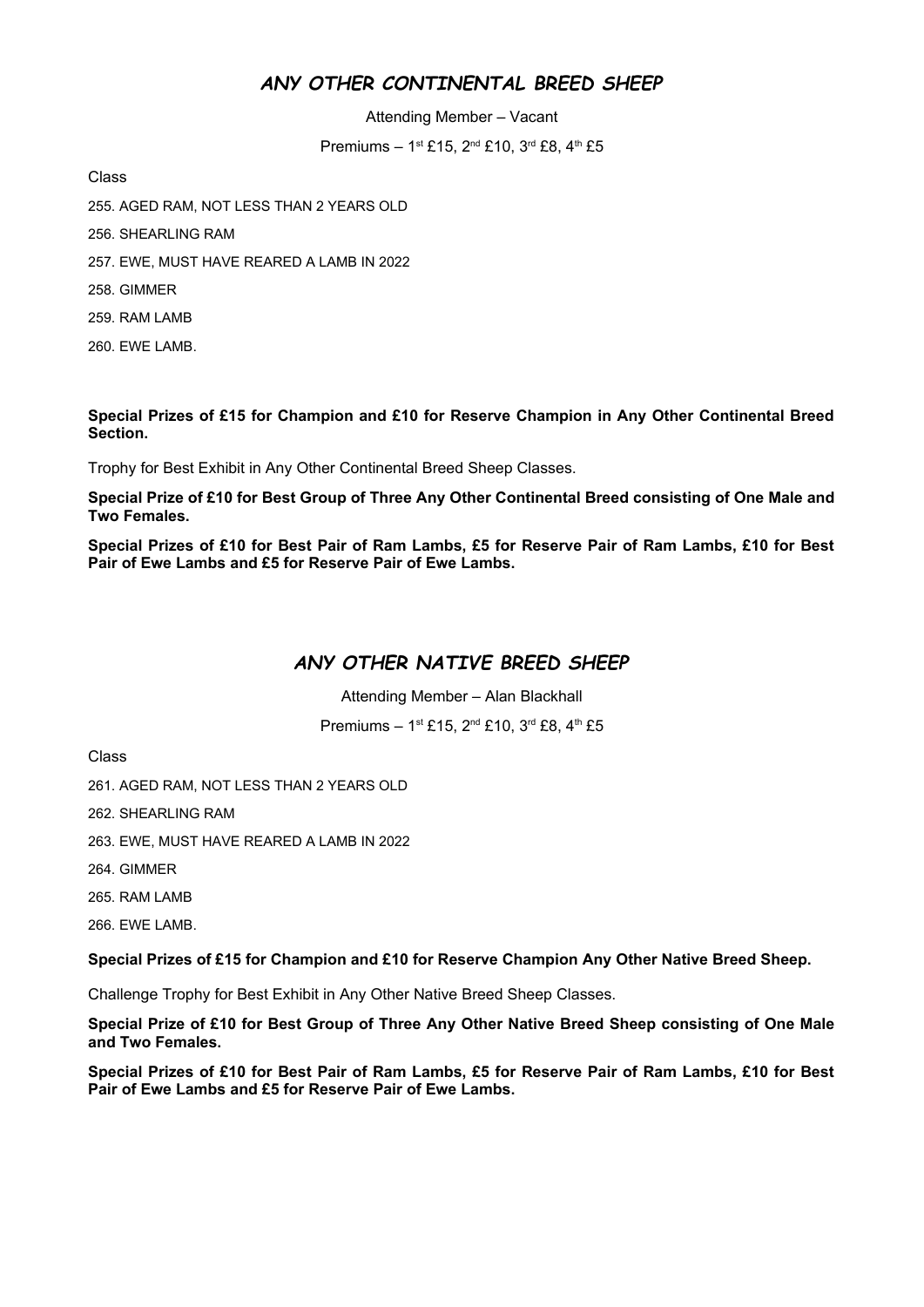## *ANY OTHER CONTINENTAL BREED SHEEP*

Attending Member – Vacant

Premiums – 1st £15, 2nd £10, 3rd £8, 4th £5

Class

255. AGED RAM, NOT LESS THAN 2 YEARS OLD

256. SHEARLING RAM

257. EWE, MUST HAVE REARED A LAMB IN 2022

258. GIMMER

259. RAM LAMB

260. EWE LAMB.

**Special Prizes of £15 for Champion and £10 for Reserve Champion in Any Other Continental Breed Section.**

Trophy for Best Exhibit in Any Other Continental Breed Sheep Classes.

**Special Prize of £10 for Best Group of Three Any Other Continental Breed consisting of One Male and Two Females.**

**Special Prizes of £10 for Best Pair of Ram Lambs, £5 for Reserve Pair of Ram Lambs, £10 for Best Pair of Ewe Lambs and £5 for Reserve Pair of Ewe Lambs.**

## *ANY OTHER NATIVE BREED SHEEP*

Attending Member – Alan Blackhall

Premiums – 1st £15, 2nd £10, 3rd £8, 4th £5

Class

261. AGED RAM, NOT LESS THAN 2 YEARS OLD

262. SHEARLING RAM

263. EWE, MUST HAVE REARED A LAMB IN 2022

264. GIMMER

265. RAM LAMB

266. EWE LAMB.

**Special Prizes of £15 for Champion and £10 for Reserve Champion Any Other Native Breed Sheep.**

Challenge Trophy for Best Exhibit in Any Other Native Breed Sheep Classes.

**Special Prize of £10 for Best Group of Three Any Other Native Breed Sheep consisting of One Male and Two Females.**

**Special Prizes of £10 for Best Pair of Ram Lambs, £5 for Reserve Pair of Ram Lambs, £10 for Best Pair of Ewe Lambs and £5 for Reserve Pair of Ewe Lambs.**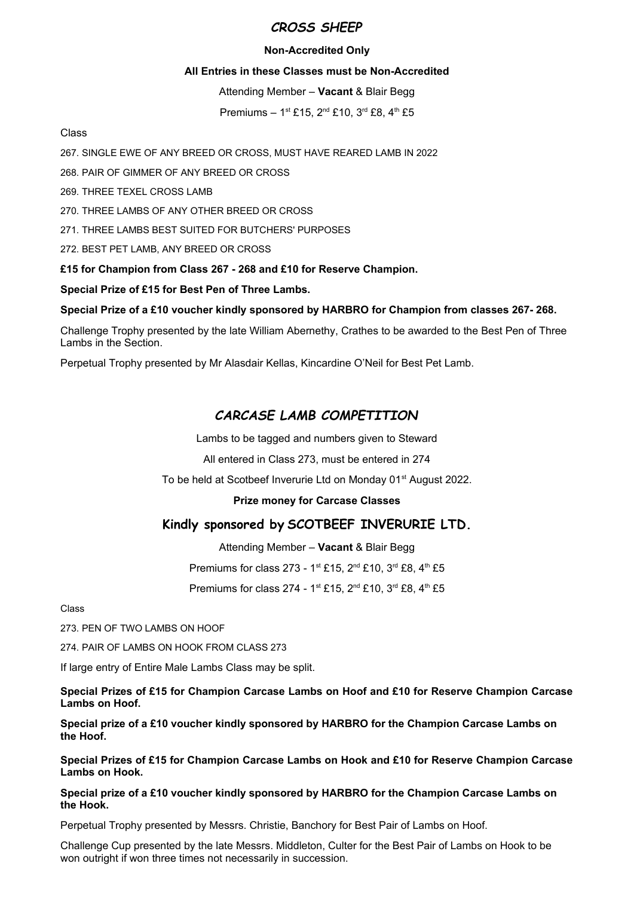## *CROSS SHEEP*

**Non-Accredited Only**

**All Entries in these Classes must be Non-Accredited**

Attending Member – **Vacant** & Blair Begg

Premiums – 1st £15, 2nd £10, 3rd £8, 4th £5

Class

267. SINGLE EWE OF ANY BREED OR CROSS, MUST HAVE REARED LAMB IN 2022

268. PAIR OF GIMMER OF ANY BREED OR CROSS

269. THREE TEXEL CROSS LAMB

270. THREE LAMBS OF ANY OTHER BREED OR CROSS

271. THREE LAMBS BEST SUITED FOR BUTCHERS' PURPOSES

272. BEST PET LAMB, ANY BREED OR CROSS

**£15 for Champion from Class 267 - 268 and £10 for Reserve Champion.**

**Special Prize of £15 for Best Pen of Three Lambs.**

**Special Prize of a £10 voucher kindly sponsored by HARBRO for Champion from classes 267- 268.**

Challenge Trophy presented by the late William Abernethy, Crathes to be awarded to the Best Pen of Three Lambs in the Section.

Perpetual Trophy presented by Mr Alasdair Kellas, Kincardine O'Neil for Best Pet Lamb.

## *CARCASE LAMB COMPETITION*

Lambs to be tagged and numbers given to Steward

All entered in Class 273, must be entered in 274

To be held at Scotbeef Inverurie Ltd on Monday 01st August 2022.

**Prize money for Carcase Classes**

### Kindly sponsored by SCOTBEEF INVERURIE LTD.

Attending Member – **Vacant** & Blair Begg

Premiums for class 273 - 1st £15, 2nd £10, 3rd £8, 4th £5

Premiums for class 274 - 1st £15, 2nd £10, 3rd £8, 4th £5

Class

273. PEN OF TWO LAMBS ON HOOF

274. PAIR OF LAMBS ON HOOK FROM CLASS 273

If large entry of Entire Male Lambs Class may be split.

**Special Prizes of £15 for Champion Carcase Lambs on Hoof and £10 for Reserve Champion Carcase Lambs on Hoof.**

**Special prize of a £10 voucher kindly sponsored by HARBRO for the Champion Carcase Lambs on the Hoof.**

**Special Prizes of £15 for Champion Carcase Lambs on Hook and £10 for Reserve Champion Carcase Lambs on Hook.**

**Special prize of a £10 voucher kindly sponsored by HARBRO for the Champion Carcase Lambs on the Hook.**

Perpetual Trophy presented by Messrs. Christie, Banchory for Best Pair of Lambs on Hoof.

Challenge Cup presented by the late Messrs. Middleton, Culter for the Best Pair of Lambs on Hook to be won outright if won three times not necessarily in succession.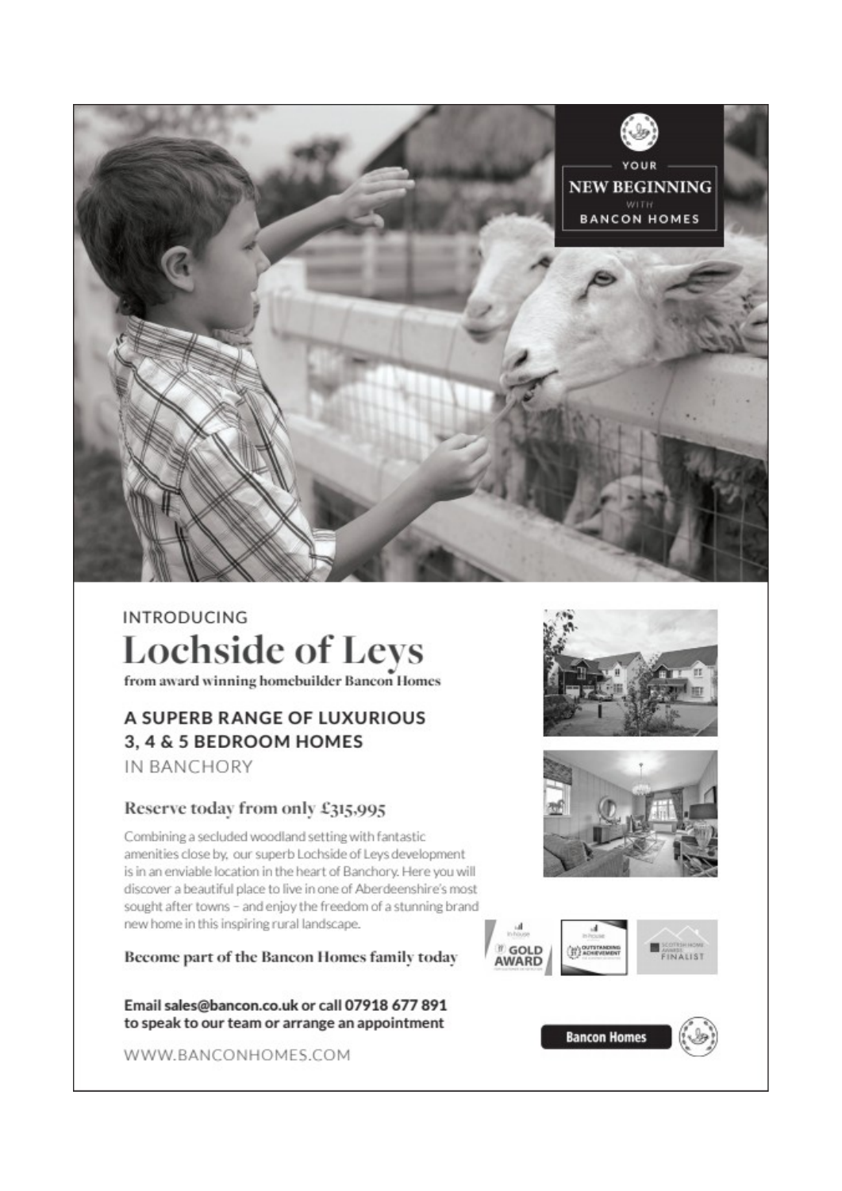YOUR

NEW BEGINNING

WITH

BANCON HOMES

INTRODUCING

# Lochside of Leys

**from award winning homebuilder Bancon Homes**

## A SUPERB RANGE OF LUXURIOUS 3, 4 & 5 BEDROOM HOMES

IN BANCHORY

### Reserve today from only £315,995

Combining a secluded woodland setting with fantastic amenities close by, our superb Lochside of Leys development is in an enviable location in the heart of Banchory. Here you will discover a beautiful place to live in one of Aberdeenshire's most sought after towns – and enjoy the freedom of a stunning brand new home in this inspiring rural landscape.

**Become part of the Bancon Homes family today**

**Email sales@bancon.co.uk or call 07918 677 891 to speak to our team or arrange an appointment**

WWW.BANCONHOMES.COM

GOLD AWARD

OUTSTANDING ACHIEVEMENT

FINALIST

Bancon Homes